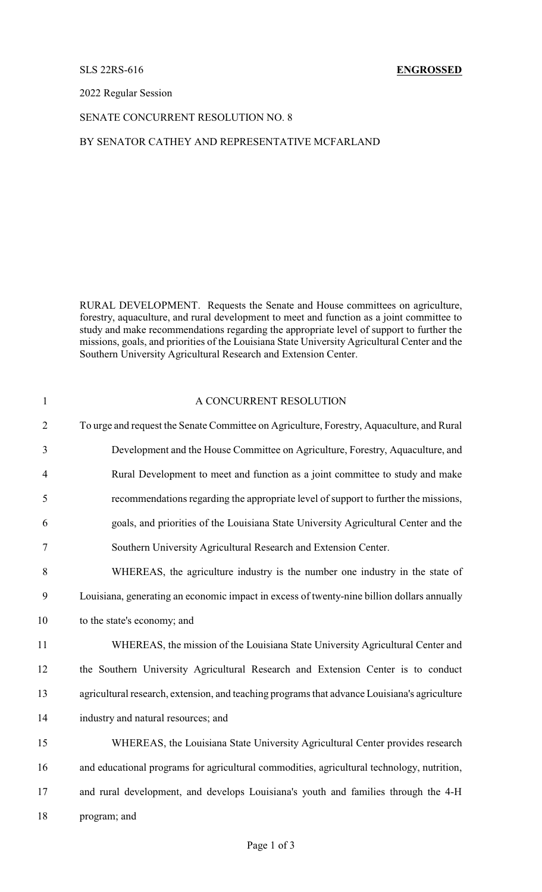SLS 22RS-616 **ENGROSSED**

2022 Regular Session

SENATE CONCURRENT RESOLUTION NO. 8

BY SENATOR CATHEY AND REPRESENTATIVE MCFARLAND

RURAL DEVELOPMENT. Requests the Senate and House committees on agriculture, forestry, aquaculture, and rural development to meet and function as a joint committee to study and make recommendations regarding the appropriate level of support to further the missions, goals, and priorities of the Louisiana State University Agricultural Center and the Southern University Agricultural Research and Extension Center.

A CONCURRENT RESOLUTION

To urge and request the Senate Committee on Agriculture, Forestry, Aquaculture, and Rural Development and the House Committee on Agriculture, Forestry, Aquaculture, and Rural Development to meet and function as a joint committee to study and make recommendations regarding the appropriate level of support to further the missions, goals, and priorities of the Louisiana State University Agricultural Center and the Southern University Agricultural Research and Extension Center.

WHEREAS, the agriculture industry is the number one industry in the state of Louisiana, generating an economic impact in excess of twenty-nine billion dollars annually to the state's economy; and

WHEREAS, the mission of the Louisiana State University Agricultural Center and the Southern University Agricultural Research and Extension Center is to conduct agricultural research, extension, and teaching programs that advance Louisiana's agriculture industry and natural resources; and

WHEREAS, the Louisiana State University Agricultural Center provides research and educational programs for agricultural commodities, agricultural technology, nutrition, and rural development, and develops Louisiana's youth and families through the 4-H program; and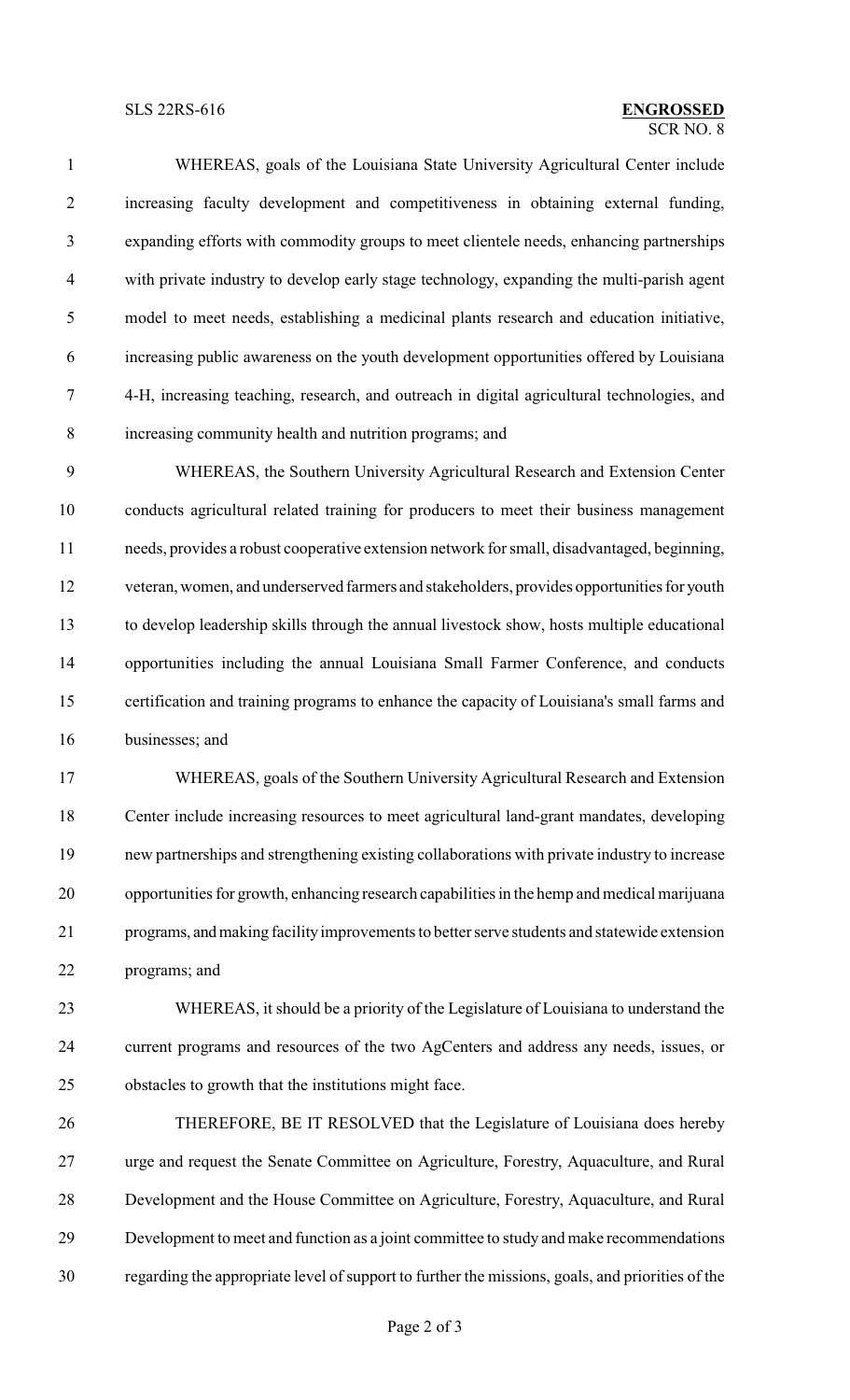WHEREAS, goals of the Louisiana State University Agricultural Center include increasing faculty development and competitiveness in obtaining external funding, expanding efforts with commodity groups to meet clientele needs, enhancing partnerships with private industry to develop early stage technology, expanding the multi-parish agent model to meet needs, establishing a medicinal plants research and education initiative, increasing public awareness on the youth development opportunities offered by Louisiana 4-H, increasing teaching, research, and outreach in digital agricultural technologies, and increasing community health and nutrition programs; and

WHEREAS, the Southern University Agricultural Research and Extension Center conducts agricultural related training for producers to meet their business management needs, provides a robust cooperative extension network for small, disadvantaged, beginning, veteran, women, and underserved farmers and stakeholders, provides opportunities for youth to develop leadership skills through the annual livestock show, hosts multiple educational opportunities including the annual Louisiana Small Farmer Conference, and conducts certification and training programs to enhance the capacity of Louisiana's small farms and businesses; and

WHEREAS, goals of the Southern University Agricultural Research and Extension Center include increasing resources to meet agricultural land-grant mandates, developing new partnerships and strengthening existing collaborations with private industry to increase opportunities for growth, enhancing research capabilities in the hemp and medical marijuana programs, and making facility improvements to better serve students and statewide extension programs; and

WHEREAS, it should be a priority of the Legislature of Louisiana to understand the current programs and resources of the two AgCenters and address any needs, issues, or obstacles to growth that the institutions might face.

THEREFORE, BE IT RESOLVED that the Legislature of Louisiana does hereby urge and request the Senate Committee on Agriculture, Forestry, Aquaculture, and Rural Development and the House Committee on Agriculture, Forestry, Aquaculture, and Rural Development to meet and function as a joint committee to study and make recommendations regarding the appropriate level of support to further the missions, goals, and priorities of the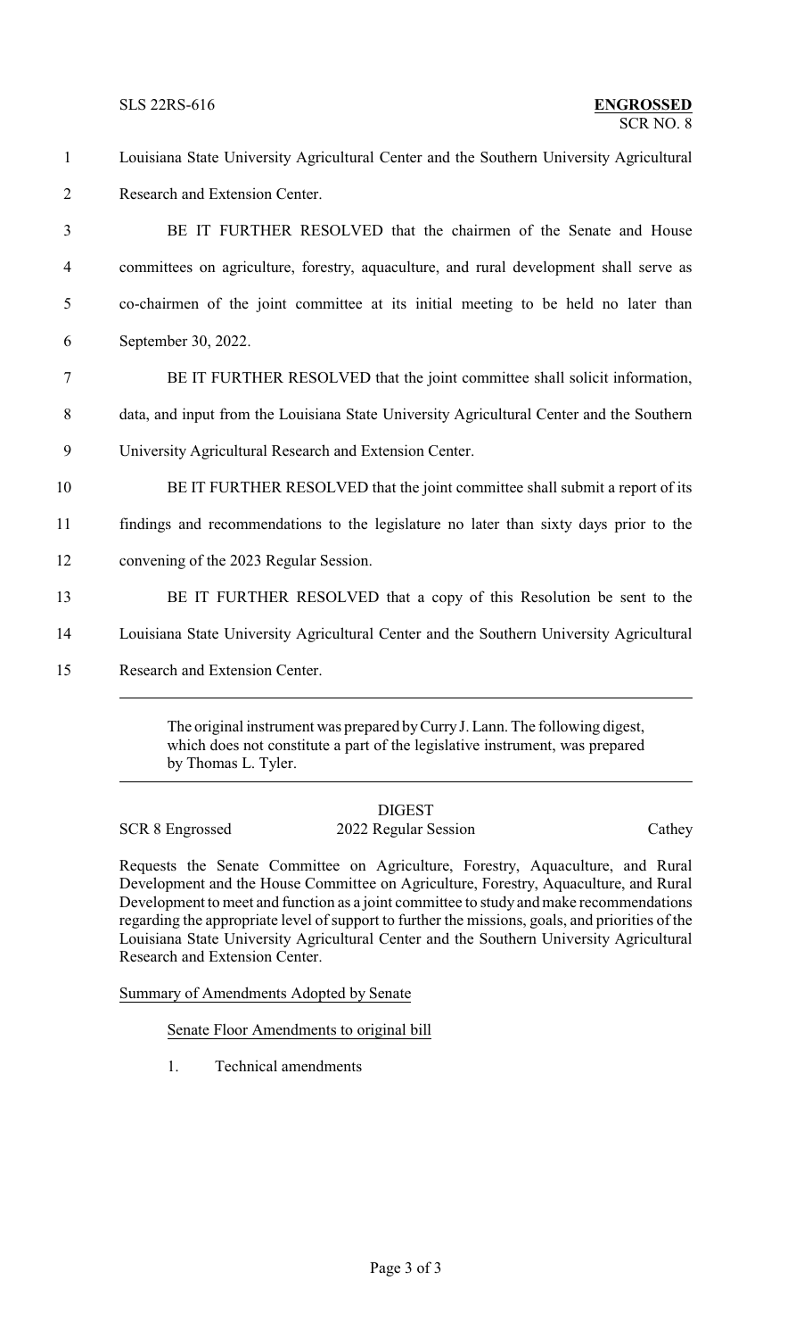Louisiana State University Agricultural Center and the Southern University Agricultural Research and Extension Center.

BE IT FURTHER RESOLVED that the chairmen of the Senate and House committees on agriculture, forestry, aquaculture, and rural development shall serve as co-chairmen of the joint committee at its initial meeting to be held no later than September 30, 2022.

BE IT FURTHER RESOLVED that the joint committee shall solicit information, data, and input from the Louisiana State University Agricultural Center and the Southern University Agricultural Research and Extension Center.

BE IT FURTHER RESOLVED that the joint committee shall submit a report of its findings and recommendations to the legislature no later than sixty days prior to the convening of the 2023 Regular Session.

BE IT FURTHER RESOLVED that a copy of this Resolution be sent to the Louisiana State University Agricultural Center and the Southern University Agricultural Research and Extension Center.

---

The original instrument was prepared by Curry J. Lann. The following digest, which does not constitute a part of the legislative instrument, was prepared by Thomas L. Tyler.

---

DIGEST

SCR 8 Engrossed — 2022 Regular Session — Cathey

Requests the Senate Committee on Agriculture, Forestry, Aquaculture, and Rural Development and the House Committee on Agriculture, Forestry, Aquaculture, and Rural Development to meet and function as a joint committee to study and make recommendations regarding the appropriate level of support to further the missions, goals, and priorities of the Louisiana State University Agricultural Center and the Southern University Agricultural Research and Extension Center.

Summary of Amendments Adopted by Senate

Senate Floor Amendments to original bill

1. Technical amendments